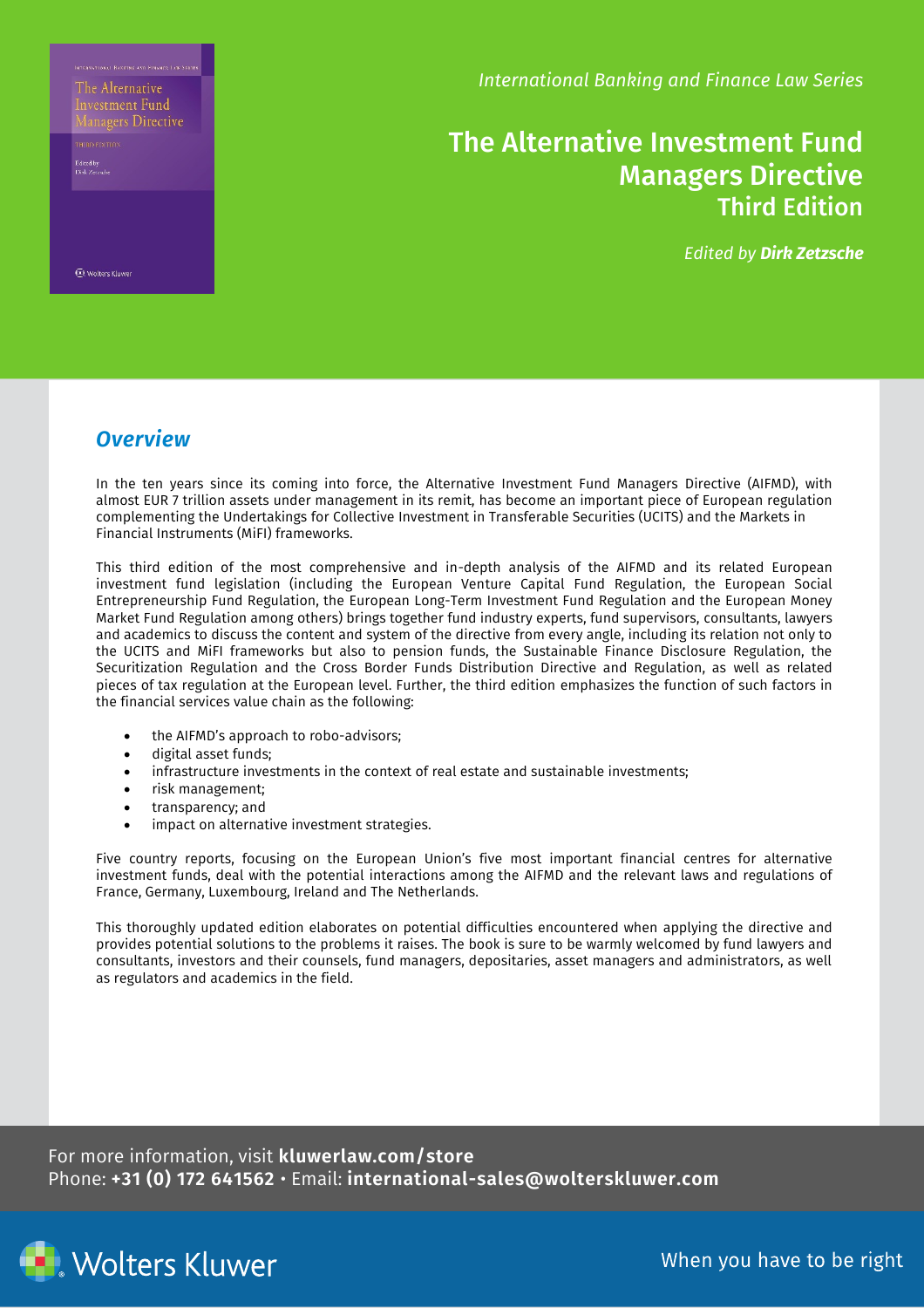*International Banking and Finance Law Series*

# The Alternative Investment Fund Managers Directive
## Third Edition

*Edited by **Dirk Zetzsche***

## *Overview*

In the ten years since its coming into force, the Alternative Investment Fund Managers Directive (AIFMD), with almost EUR 7 trillion assets under management in its remit, has become an important piece of European regulation complementing the Undertakings for Collective Investment in Transferable Securities (UCITS) and the Markets in Financial Instruments (MiFI) frameworks.

This third edition of the most comprehensive and in-depth analysis of the AIFMD and its related European investment fund legislation (including the European Venture Capital Fund Regulation, the European Social Entrepreneurship Fund Regulation, the European Long-Term Investment Fund Regulation and the European Money Market Fund Regulation among others) brings together fund industry experts, fund supervisors, consultants, lawyers and academics to discuss the content and system of the directive from every angle, including its relation not only to the UCITS and MiFI frameworks but also to pension funds, the Sustainable Finance Disclosure Regulation, the Securitization Regulation and the Cross Border Funds Distribution Directive and Regulation, as well as related pieces of tax regulation at the European level. Further, the third edition emphasizes the function of such factors in the financial services value chain as the following:

- the AIFMD's approach to robo-advisors;
- digital asset funds;
- infrastructure investments in the context of real estate and sustainable investments;
- risk management;
- transparency; and
- impact on alternative investment strategies.

Five country reports, focusing on the European Union's five most important financial centres for alternative investment funds, deal with the potential interactions among the AIFMD and the relevant laws and regulations of France, Germany, Luxembourg, Ireland and The Netherlands.

This thoroughly updated edition elaborates on potential difficulties encountered when applying the directive and provides potential solutions to the problems it raises. The book is sure to be warmly welcomed by fund lawyers and consultants, investors and their counsels, fund managers, depositaries, asset managers and administrators, as well as regulators and academics in the field.

For more information, visit **kluwerlaw.com/store**
Phone: **+31 (0) 172 641562** • Email: **international-sales@wolterskluwer.com**

Wolters Kluwer

When you have to be right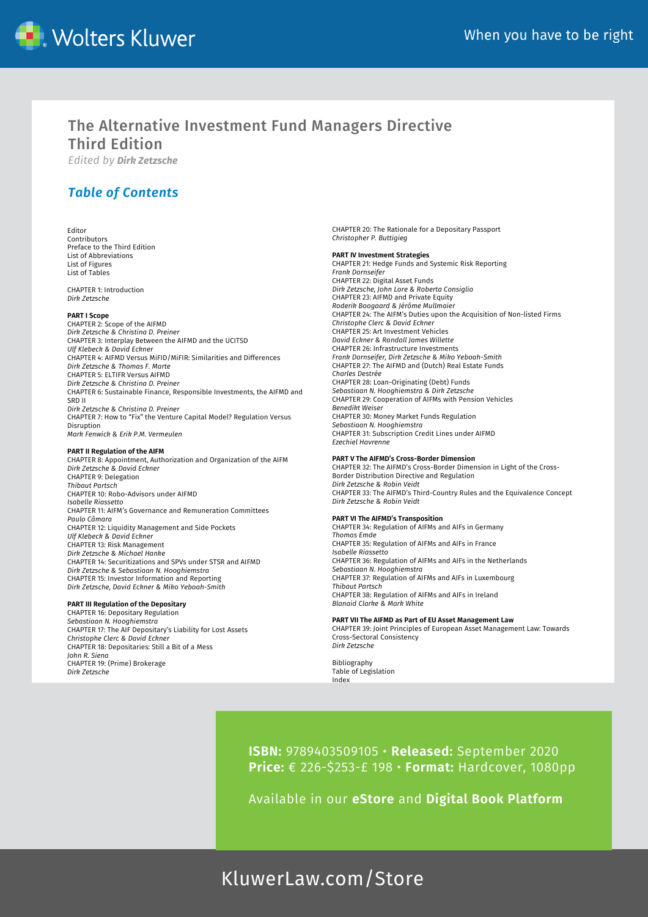Wolters Kluwer

When you have to be right

## The Alternative Investment Fund Managers Directive Third Edition

*Edited by* ***Dirk Zetzsche***

### *Table of Contents*

Editor
Contributors
Preface to the Third Edition
List of Abbreviations
List of Figures
List of Tables

CHAPTER 1: Introduction
*Dirk Zetzsche*

**PART I Scope**

CHAPTER 2: Scope of the AIFMD
*Dirk Zetzsche & Christina D. Preiner*
CHAPTER 3: Interplay Between the AIFMD and the UCITSD
*Ulf Klebeck & David Eckner*
CHAPTER 4: AIFMD Versus MiFID/MiFIR: Similarities and Differences
*Dirk Zetzsche & Thomas F. Marte*
CHAPTER 5: ELTIFR Versus AIFMD
*Dirk Zetzsche & Christina D. Preiner*
CHAPTER 6: Sustainable Finance, Responsible Investments, the AIFMD and SRD II
*Dirk Zetzsche & Christina D. Preiner*
CHAPTER 7: How to "Fix" the Venture Capital Model? Regulation Versus Disruption
*Mark Fenwick & Erik P.M. Vermeulen*

**PART II Regulation of the AIFM**

CHAPTER 8: Appointment, Authorization and Organization of the AIFM
*Dirk Zetzsche & David Eckner*
CHAPTER 9: Delegation
*Thibaut Partsch*
CHAPTER 10: Robo-Advisors under AIFMD
*Isabelle Riassetto*
CHAPTER 11: AIFM's Governance and Remuneration Committees
*Paulo Câmara*
CHAPTER 12: Liquidity Management and Side Pockets
*Ulf Klebeck & David Eckner*
CHAPTER 13: Risk Management
*Dirk Zetzsche & Michael Hanke*
CHAPTER 14: Securitizations and SPVs under STSR and AIFMD
*Dirk Zetzsche & Sebastiaan N. Hooghiemstra*
CHAPTER 15: Investor Information and Reporting
*Dirk Zetzsche, David Eckner & Miko Yeboah-Smith*

**PART III Regulation of the Depositary**

CHAPTER 16: Depositary Regulation
*Sebastiaan N. Hooghiemstra*
CHAPTER 17: The AIF Depositary's Liability for Lost Assets
*Christophe Clerc & David Eckner*
CHAPTER 18: Depositaries: Still a Bit of a Mess
*John R. Siena*
CHAPTER 19: (Prime) Brokerage
*Dirk Zetzsche*
CHAPTER 20: The Rationale for a Depositary Passport
*Christopher P. Buttigieg*

**PART IV Investment Strategies**

CHAPTER 21: Hedge Funds and Systemic Risk Reporting
*Frank Dornseifer*
CHAPTER 22: Digital Asset Funds
*Dirk Zetzsche, John Lore & Roberta Consiglio*
CHAPTER 23: AIFMD and Private Equity
*Roderik Boogaard & Jérôme Mullmaier*
CHAPTER 24: The AIFM's Duties upon the Acquisition of Non-listed Firms
*Christophe Clerc & David Eckner*
CHAPTER 25: Art Investment Vehicles
*David Eckner & Randall James Willette*
CHAPTER 26: Infrastructure Investments
*Frank Dornseifer, Dirk Zetzsche & Miko Yeboah-Smith*
CHAPTER 27: The AIFMD and (Dutch) Real Estate Funds
*Charles Destrée*
CHAPTER 28: Loan-Originating (Debt) Funds
*Sebastiaan N. Hooghiemstra & Dirk Zetzsche*
CHAPTER 29: Cooperation of AIFMs with Pension Vehicles
*Benedikt Weiser*
CHAPTER 30: Money Market Funds Regulation
*Sebastiaan N. Hooghiemstra*
CHAPTER 31: Subscription Credit Lines under AIFMD
*Ezechiel Havrenne*

**PART V The AIFMD's Cross-Border Dimension**

CHAPTER 32: The AIFMD's Cross-Border Dimension in Light of the Cross-Border Distribution Directive and Regulation
*Dirk Zetzsche & Robin Veidt*
CHAPTER 33: The AIFMD's Third-Country Rules and the Equivalence Concept
*Dirk Zetzsche & Robin Veidt*

**PART VI The AIFMD's Transposition**

CHAPTER 34: Regulation of AIFMs and AIFs in Germany
*Thomas Emde*
CHAPTER 35: Regulation of AIFMs and AIFs in France
*Isabelle Riassetto*
CHAPTER 36: Regulation of AIFMs and AIFs in the Netherlands
*Sebastiaan N. Hooghiemstra*
CHAPTER 37: Regulation of AIFMs and AIFs in Luxembourg
*Thibaut Partsch*
CHAPTER 38: Regulation of AIFMs and AIFs in Ireland
*Blanaid Clarke & Mark White*

**PART VII The AIFMD as Part of EU Asset Management Law**

CHAPTER 39: Joint Principles of European Asset Management Law: Towards Cross-Sectoral Consistency
*Dirk Zetzsche*

Bibliography
Table of Legislation
Index

**ISBN:** 9789403509105 • **Released:** September 2020
**Price:** € 226-$253-£ 198 • **Format:** Hardcover, 1080pp

Available in our **eStore** and **Digital Book Platform**

KluwerLaw.com/Store